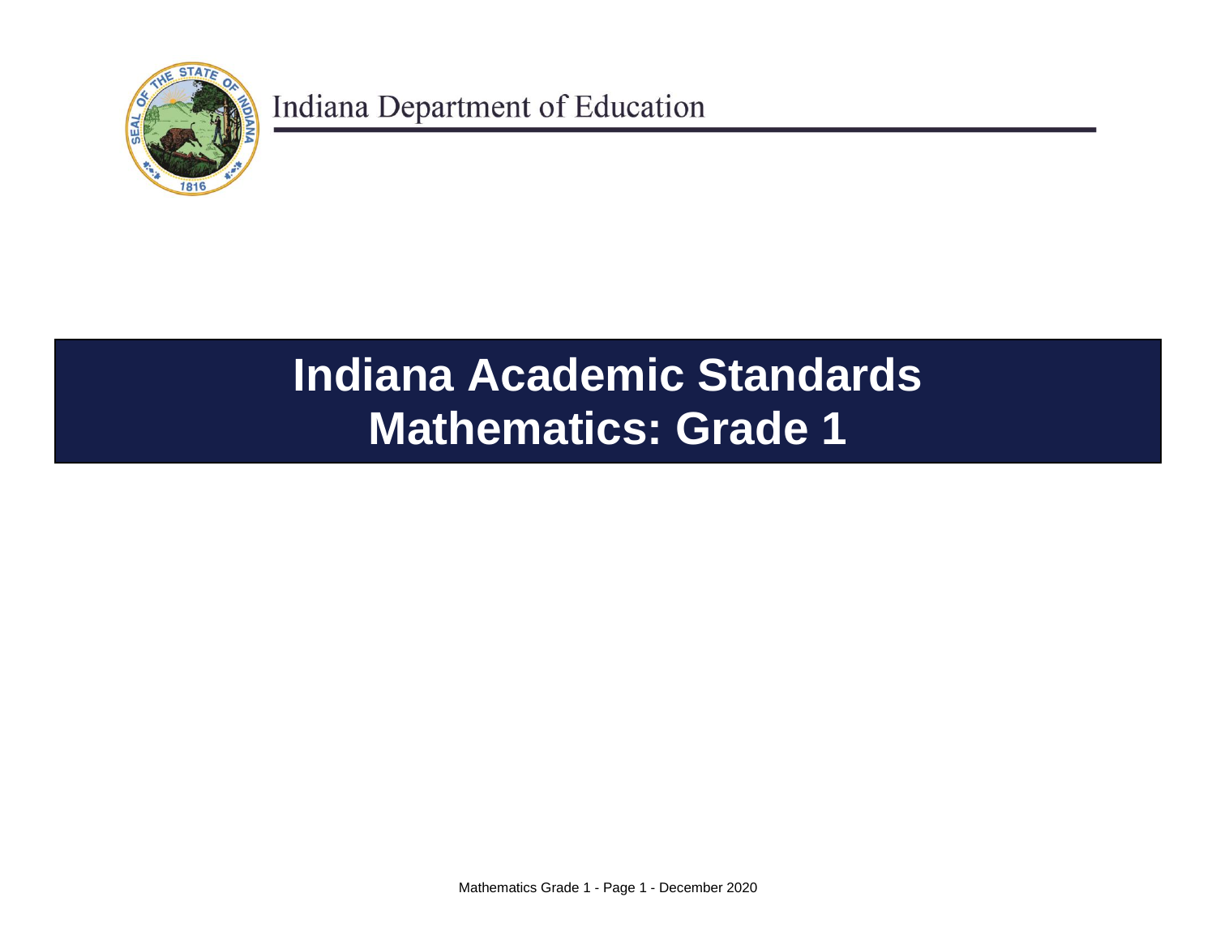Indiana Department of Education

# Indiana Academic Standards
# Mathematics: Grade 1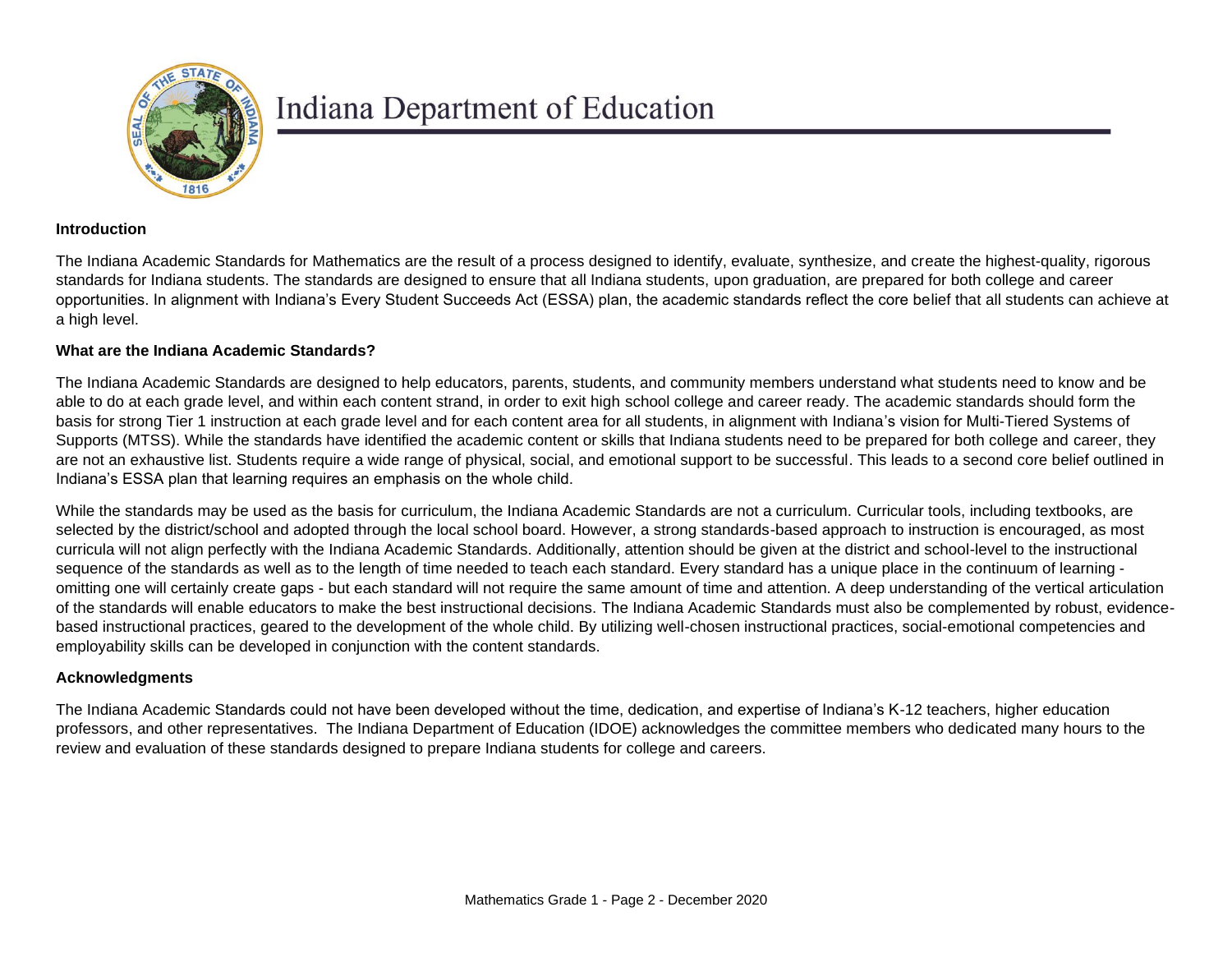# Indiana Department of Education

## Introduction

The Indiana Academic Standards for Mathematics are the result of a process designed to identify, evaluate, synthesize, and create the highest-quality, rigorous standards for Indiana students. The standards are designed to ensure that all Indiana students, upon graduation, are prepared for both college and career opportunities. In alignment with Indiana's Every Student Succeeds Act (ESSA) plan, the academic standards reflect the core belief that all students can achieve at a high level.

## What are the Indiana Academic Standards?

The Indiana Academic Standards are designed to help educators, parents, students, and community members understand what students need to know and be able to do at each grade level, and within each content strand, in order to exit high school college and career ready. The academic standards should form the basis for strong Tier 1 instruction at each grade level and for each content area for all students, in alignment with Indiana's vision for Multi-Tiered Systems of Supports (MTSS). While the standards have identified the academic content or skills that Indiana students need to be prepared for both college and career, they are not an exhaustive list. Students require a wide range of physical, social, and emotional support to be successful. This leads to a second core belief outlined in Indiana's ESSA plan that learning requires an emphasis on the whole child.

While the standards may be used as the basis for curriculum, the Indiana Academic Standards are not a curriculum. Curricular tools, including textbooks, are selected by the district/school and adopted through the local school board. However, a strong standards-based approach to instruction is encouraged, as most curricula will not align perfectly with the Indiana Academic Standards. Additionally, attention should be given at the district and school-level to the instructional sequence of the standards as well as to the length of time needed to teach each standard. Every standard has a unique place in the continuum of learning - omitting one will certainly create gaps - but each standard will not require the same amount of time and attention. A deep understanding of the vertical articulation of the standards will enable educators to make the best instructional decisions. The Indiana Academic Standards must also be complemented by robust, evidence-based instructional practices, geared to the development of the whole child. By utilizing well-chosen instructional practices, social-emotional competencies and employability skills can be developed in conjunction with the content standards.

## Acknowledgments

The Indiana Academic Standards could not have been developed without the time, dedication, and expertise of Indiana's K-12 teachers, higher education professors, and other representatives. The Indiana Department of Education (IDOE) acknowledges the committee members who dedicated many hours to the review and evaluation of these standards designed to prepare Indiana students for college and careers.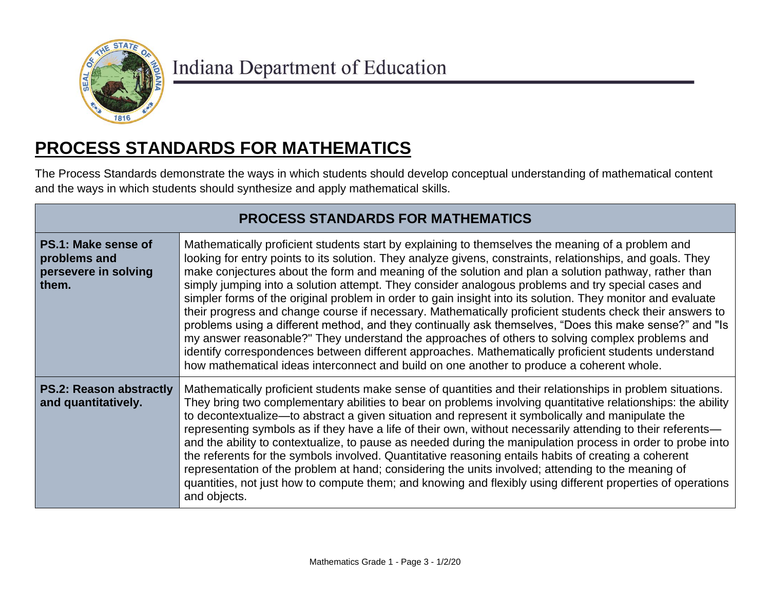Indiana Department of Education

# PROCESS STANDARDS FOR MATHEMATICS

The Process Standards demonstrate the ways in which students should develop conceptual understanding of mathematical content and the ways in which students should synthesize and apply mathematical skills.

| PROCESS STANDARDS FOR MATHEMATICS | |
|---|---|
| **PS.1: Make sense of problems and persevere in solving them.** | Mathematically proficient students start by explaining to themselves the meaning of a problem and looking for entry points to its solution. They analyze givens, constraints, relationships, and goals. They make conjectures about the form and meaning of the solution and plan a solution pathway, rather than simply jumping into a solution attempt. They consider analogous problems and try special cases and simpler forms of the original problem in order to gain insight into its solution. They monitor and evaluate their progress and change course if necessary. Mathematically proficient students check their answers to problems using a different method, and they continually ask themselves, "Does this make sense?" and "Is my answer reasonable?" They understand the approaches of others to solving complex problems and identify correspondences between different approaches. Mathematically proficient students understand how mathematical ideas interconnect and build on one another to produce a coherent whole. |
| **PS.2: Reason abstractly and quantitatively.** | Mathematically proficient students make sense of quantities and their relationships in problem situations. They bring two complementary abilities to bear on problems involving quantitative relationships: the ability to decontextualize—to abstract a given situation and represent it symbolically and manipulate the representing symbols as if they have a life of their own, without necessarily attending to their referents—and the ability to contextualize, to pause as needed during the manipulation process in order to probe into the referents for the symbols involved. Quantitative reasoning entails habits of creating a coherent representation of the problem at hand; considering the units involved; attending to the meaning of quantities, not just how to compute them; and knowing and flexibly using different properties of operations and objects. |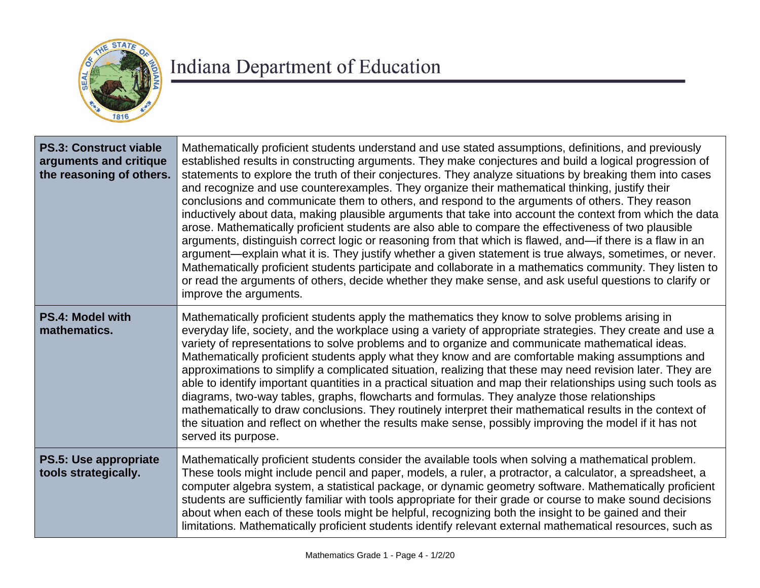| | |
|---|---|
| **PS.3: Construct viable arguments and critique the reasoning of others.** | Mathematically proficient students understand and use stated assumptions, definitions, and previously established results in constructing arguments. They make conjectures and build a logical progression of statements to explore the truth of their conjectures. They analyze situations by breaking them into cases and recognize and use counterexamples. They organize their mathematical thinking, justify their conclusions and communicate them to others, and respond to the arguments of others. They reason inductively about data, making plausible arguments that take into account the context from which the data arose. Mathematically proficient students are also able to compare the effectiveness of two plausible arguments, distinguish correct logic or reasoning from that which is flawed, and—if there is a flaw in an argument—explain what it is. They justify whether a given statement is true always, sometimes, or never. Mathematically proficient students participate and collaborate in a mathematics community. They listen to or read the arguments of others, decide whether they make sense, and ask useful questions to clarify or improve the arguments. |
| **PS.4: Model with mathematics.** | Mathematically proficient students apply the mathematics they know to solve problems arising in everyday life, society, and the workplace using a variety of appropriate strategies. They create and use a variety of representations to solve problems and to organize and communicate mathematical ideas. Mathematically proficient students apply what they know and are comfortable making assumptions and approximations to simplify a complicated situation, realizing that these may need revision later. They are able to identify important quantities in a practical situation and map their relationships using such tools as diagrams, two-way tables, graphs, flowcharts and formulas. They analyze those relationships mathematically to draw conclusions. They routinely interpret their mathematical results in the context of the situation and reflect on whether the results make sense, possibly improving the model if it has not served its purpose. |
| **PS.5: Use appropriate tools strategically.** | Mathematically proficient students consider the available tools when solving a mathematical problem. These tools might include pencil and paper, models, a ruler, a protractor, a calculator, a spreadsheet, a computer algebra system, a statistical package, or dynamic geometry software. Mathematically proficient students are sufficiently familiar with tools appropriate for their grade or course to make sound decisions about when each of these tools might be helpful, recognizing both the insight to be gained and their limitations. Mathematically proficient students identify relevant external mathematical resources, such as |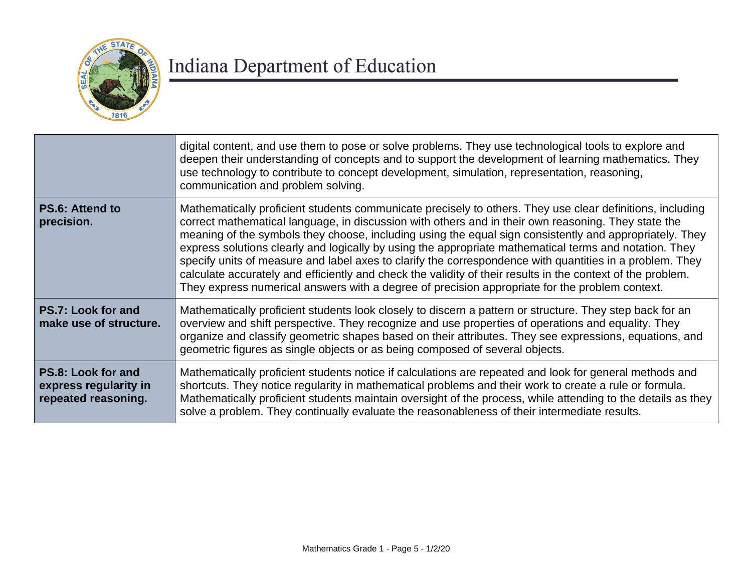| | |
|---|---|
| | digital content, and use them to pose or solve problems. They use technological tools to explore and deepen their understanding of concepts and to support the development of learning mathematics. They use technology to contribute to concept development, simulation, representation, reasoning, communication and problem solving. |
| **PS.6: Attend to precision.** | Mathematically proficient students communicate precisely to others. They use clear definitions, including correct mathematical language, in discussion with others and in their own reasoning. They state the meaning of the symbols they choose, including using the equal sign consistently and appropriately. They express solutions clearly and logically by using the appropriate mathematical terms and notation. They specify units of measure and label axes to clarify the correspondence with quantities in a problem. They calculate accurately and efficiently and check the validity of their results in the context of the problem. They express numerical answers with a degree of precision appropriate for the problem context. |
| **PS.7: Look for and make use of structure.** | Mathematically proficient students look closely to discern a pattern or structure. They step back for an overview and shift perspective. They recognize and use properties of operations and equality. They organize and classify geometric shapes based on their attributes. They see expressions, equations, and geometric figures as single objects or as being composed of several objects. |
| **PS.8: Look for and express regularity in repeated reasoning.** | Mathematically proficient students notice if calculations are repeated and look for general methods and shortcuts. They notice regularity in mathematical problems and their work to create a rule or formula. Mathematically proficient students maintain oversight of the process, while attending to the details as they solve a problem. They continually evaluate the reasonableness of their intermediate results. |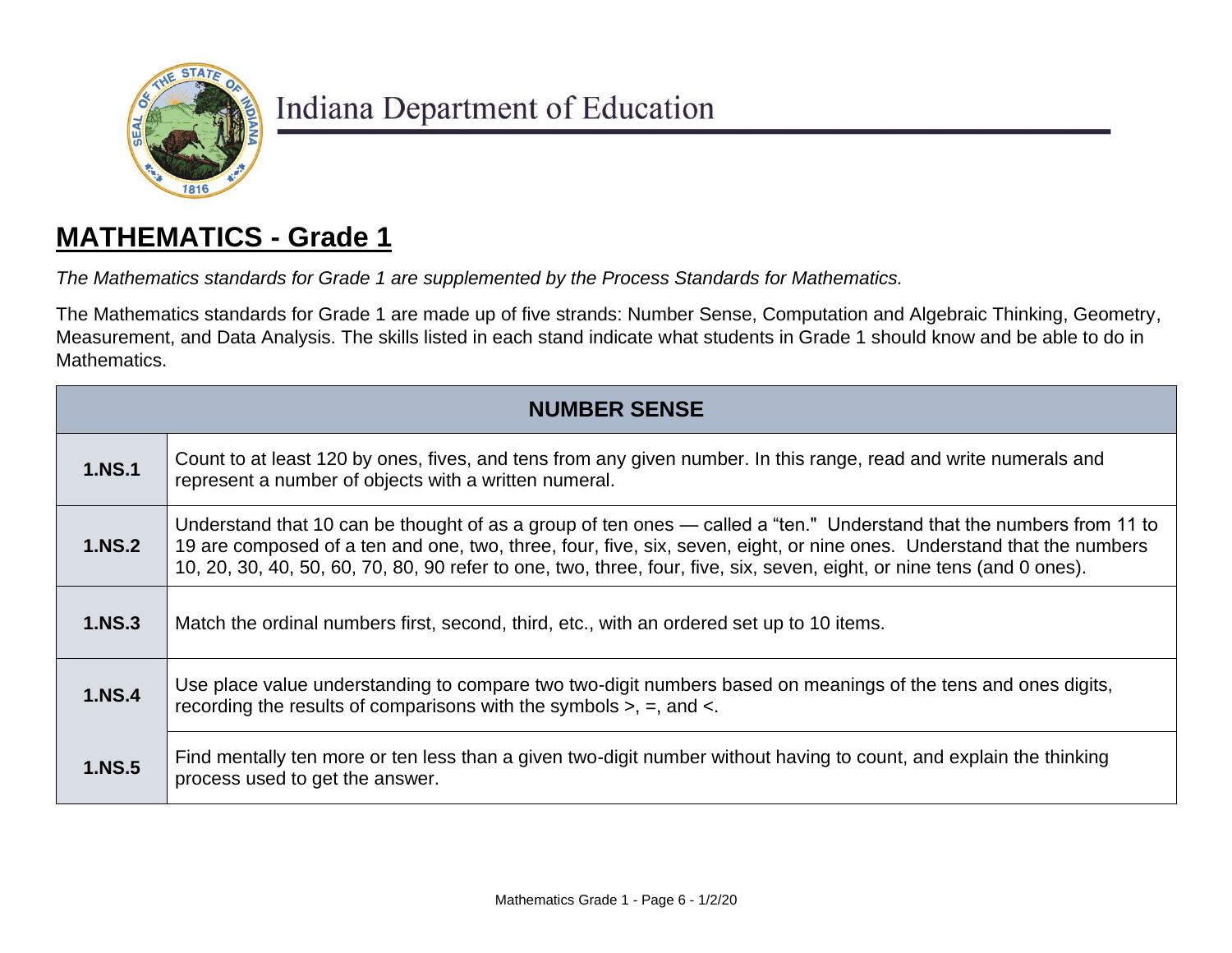Indiana Department of Education

## MATHEMATICS - Grade 1

*The Mathematics standards for Grade 1 are supplemented by the Process Standards for Mathematics.*

The Mathematics standards for Grade 1 are made up of five strands: Number Sense, Computation and Algebraic Thinking, Geometry, Measurement, and Data Analysis. The skills listed in each stand indicate what students in Grade 1 should know and be able to do in Mathematics.

| NUMBER SENSE | |
|---|---|
| **1.NS.1** | Count to at least 120 by ones, fives, and tens from any given number. In this range, read and write numerals and represent a number of objects with a written numeral. |
| **1.NS.2** | Understand that 10 can be thought of as a group of ten ones — called a "ten." Understand that the numbers from 11 to 19 are composed of a ten and one, two, three, four, five, six, seven, eight, or nine ones. Understand that the numbers 10, 20, 30, 40, 50, 60, 70, 80, 90 refer to one, two, three, four, five, six, seven, eight, or nine tens (and 0 ones). |
| **1.NS.3** | Match the ordinal numbers first, second, third, etc., with an ordered set up to 10 items. |
| **1.NS.4** | Use place value understanding to compare two two-digit numbers based on meanings of the tens and ones digits, recording the results of comparisons with the symbols >, =, and <. |
| **1.NS.5** | Find mentally ten more or ten less than a given two-digit number without having to count, and explain the thinking process used to get the answer. |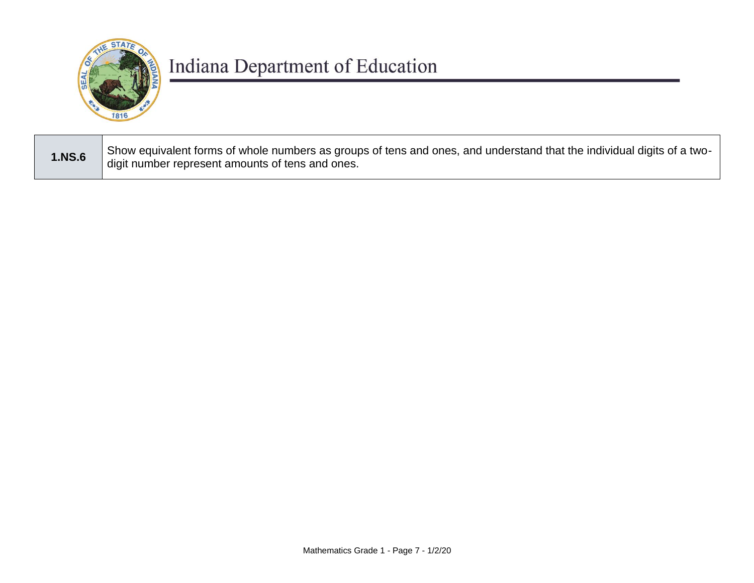| | |
|---|---|
| **1.NS.6** | Show equivalent forms of whole numbers as groups of tens and ones, and understand that the individual digits of a two-digit number represent amounts of tens and ones. |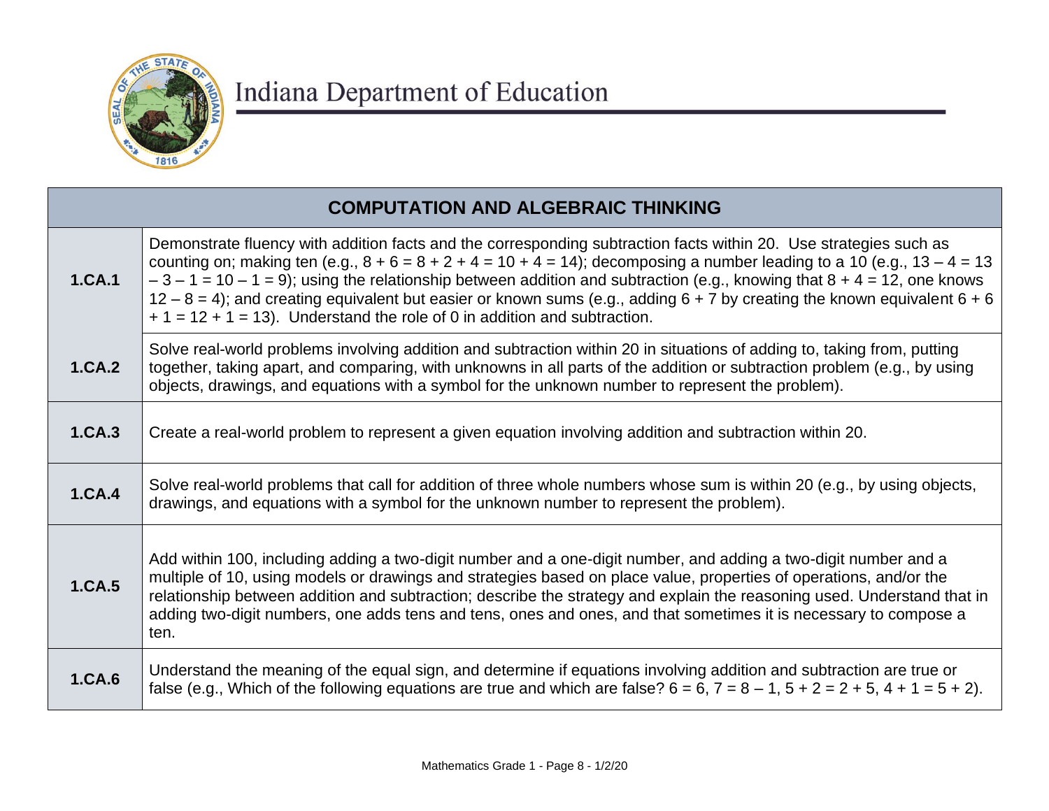Indiana Department of Education

| COMPUTATION AND ALGEBRAIC THINKING | |
|---|---|
| **1.CA.1** | Demonstrate fluency with addition facts and the corresponding subtraction facts within 20. Use strategies such as counting on; making ten (e.g., $8 + 6 = 8 + 2 + 4 = 10 + 4 = 14$); decomposing a number leading to a 10 (e.g., $13 – 4 = 13 – 3 – 1 = 10 – 1 = 9$); using the relationship between addition and subtraction (e.g., knowing that $8 + 4 = 12$, one knows $12 – 8 = 4$); and creating equivalent but easier or known sums (e.g., adding $6 + 7$ by creating the known equivalent $6 + 6 + 1 = 12 + 1 = 13$). Understand the role of 0 in addition and subtraction. |
| **1.CA.2** | Solve real-world problems involving addition and subtraction within 20 in situations of adding to, taking from, putting together, taking apart, and comparing, with unknowns in all parts of the addition or subtraction problem (e.g., by using objects, drawings, and equations with a symbol for the unknown number to represent the problem). |
| **1.CA.3** | Create a real-world problem to represent a given equation involving addition and subtraction within 20. |
| **1.CA.4** | Solve real-world problems that call for addition of three whole numbers whose sum is within 20 (e.g., by using objects, drawings, and equations with a symbol for the unknown number to represent the problem). |
| **1.CA.5** | Add within 100, including adding a two-digit number and a one-digit number, and adding a two-digit number and a multiple of 10, using models or drawings and strategies based on place value, properties of operations, and/or the relationship between addition and subtraction; describe the strategy and explain the reasoning used. Understand that in adding two-digit numbers, one adds tens and tens, ones and ones, and that sometimes it is necessary to compose a ten. |
| **1.CA.6** | Understand the meaning of the equal sign, and determine if equations involving addition and subtraction are true or false (e.g., Which of the following equations are true and which are false? $6 = 6$, $7 = 8 – 1$, $5 + 2 = 2 + 5$, $4 + 1 = 5 + 2$). |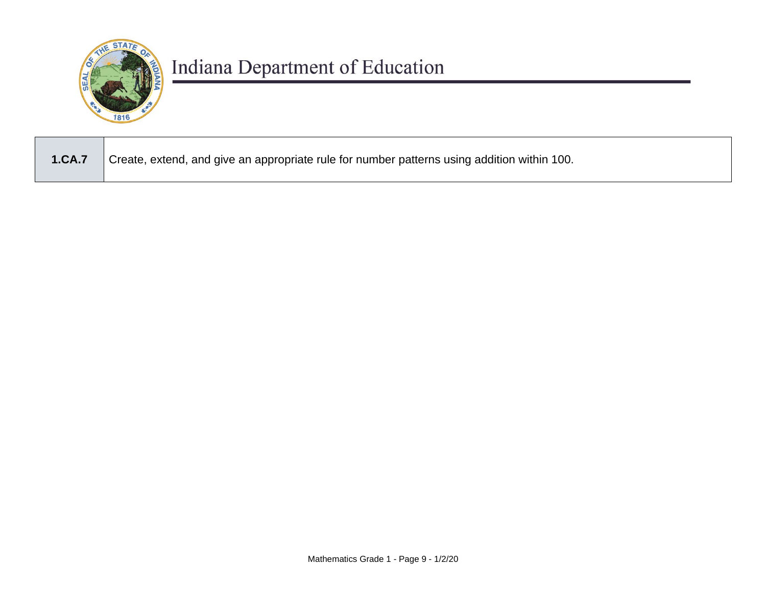| **1.CA.7** | Create, extend, and give an appropriate rule for number patterns using addition within 100. |
|---|---|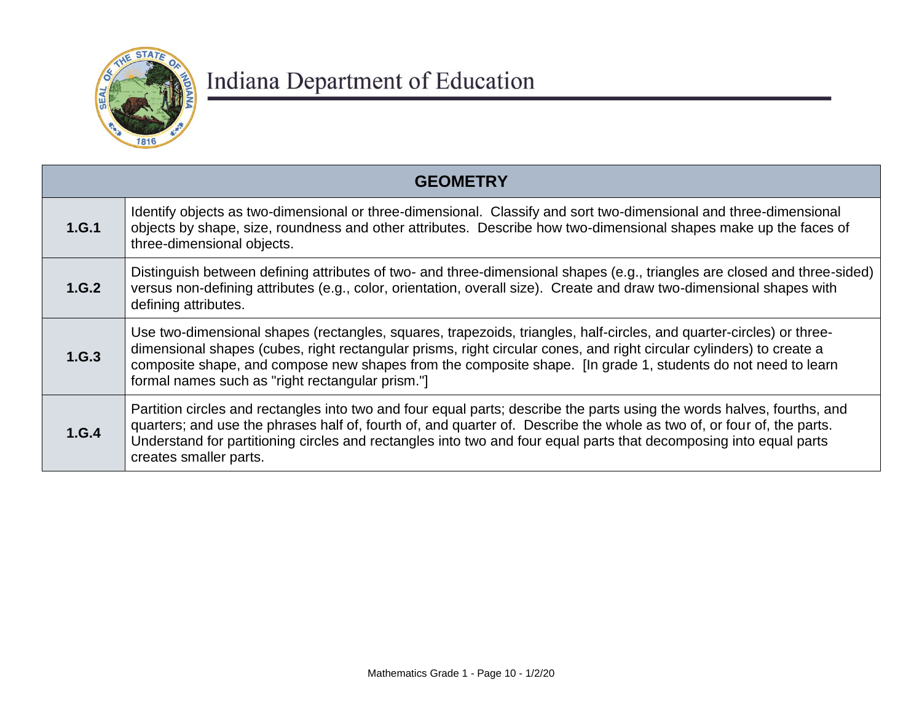| GEOMETRY | |
|---|---|
| **1.G.1** | Identify objects as two-dimensional or three-dimensional. Classify and sort two-dimensional and three-dimensional objects by shape, size, roundness and other attributes. Describe how two-dimensional shapes make up the faces of three-dimensional objects. |
| **1.G.2** | Distinguish between defining attributes of two- and three-dimensional shapes (e.g., triangles are closed and three-sided) versus non-defining attributes (e.g., color, orientation, overall size). Create and draw two-dimensional shapes with defining attributes. |
| **1.G.3** | Use two-dimensional shapes (rectangles, squares, trapezoids, triangles, half-circles, and quarter-circles) or three-dimensional shapes (cubes, right rectangular prisms, right circular cones, and right circular cylinders) to create a composite shape, and compose new shapes from the composite shape. [In grade 1, students do not need to learn formal names such as "right rectangular prism."] |
| **1.G.4** | Partition circles and rectangles into two and four equal parts; describe the parts using the words halves, fourths, and quarters; and use the phrases half of, fourth of, and quarter of. Describe the whole as two of, or four of, the parts. Understand for partitioning circles and rectangles into two and four equal parts that decomposing into equal parts creates smaller parts. |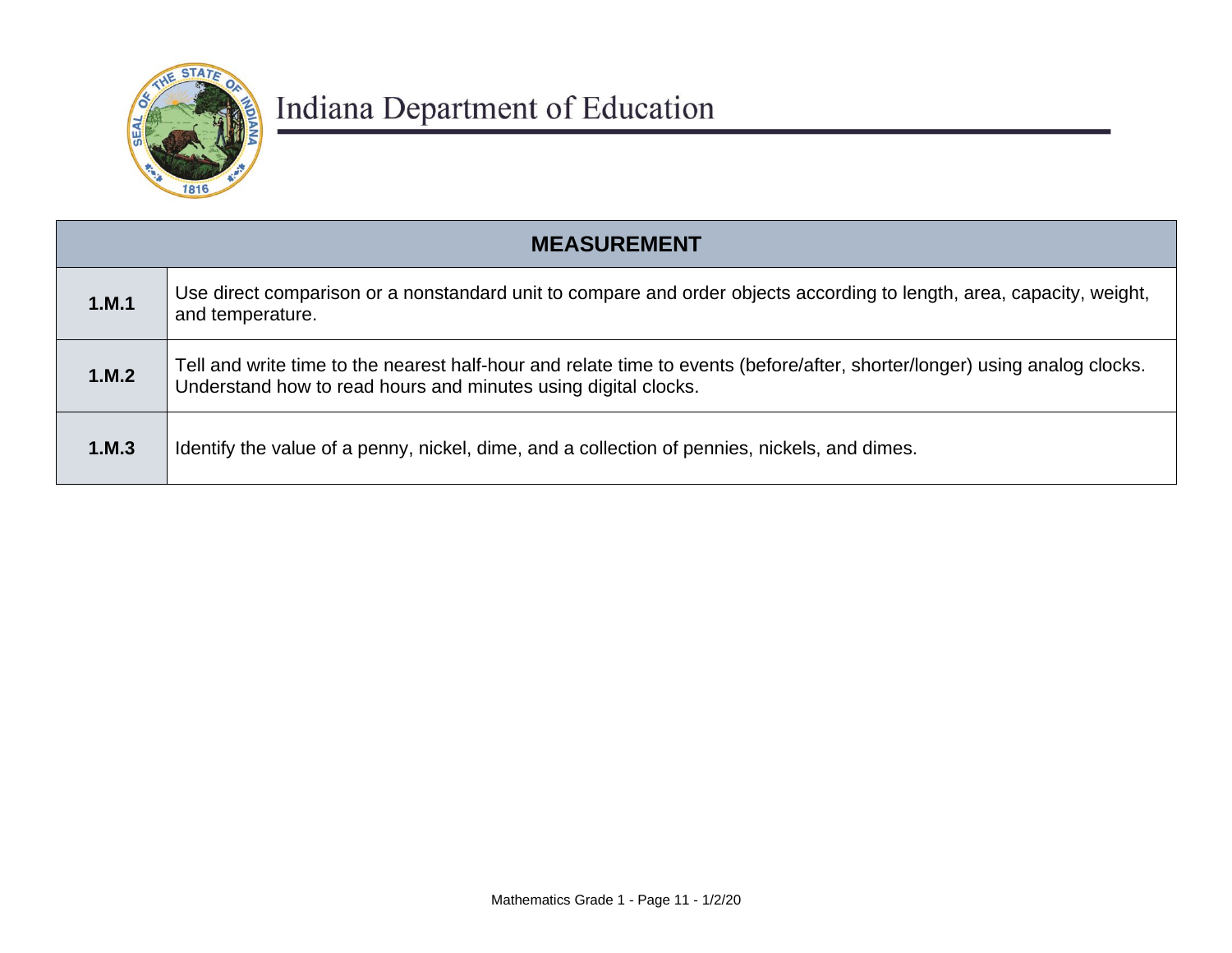| MEASUREMENT | |
|---|---|
| **1.M.1** | Use direct comparison or a nonstandard unit to compare and order objects according to length, area, capacity, weight, and temperature. |
| **1.M.2** | Tell and write time to the nearest half-hour and relate time to events (before/after, shorter/longer) using analog clocks. Understand how to read hours and minutes using digital clocks. |
| **1.M.3** | Identify the value of a penny, nickel, dime, and a collection of pennies, nickels, and dimes. |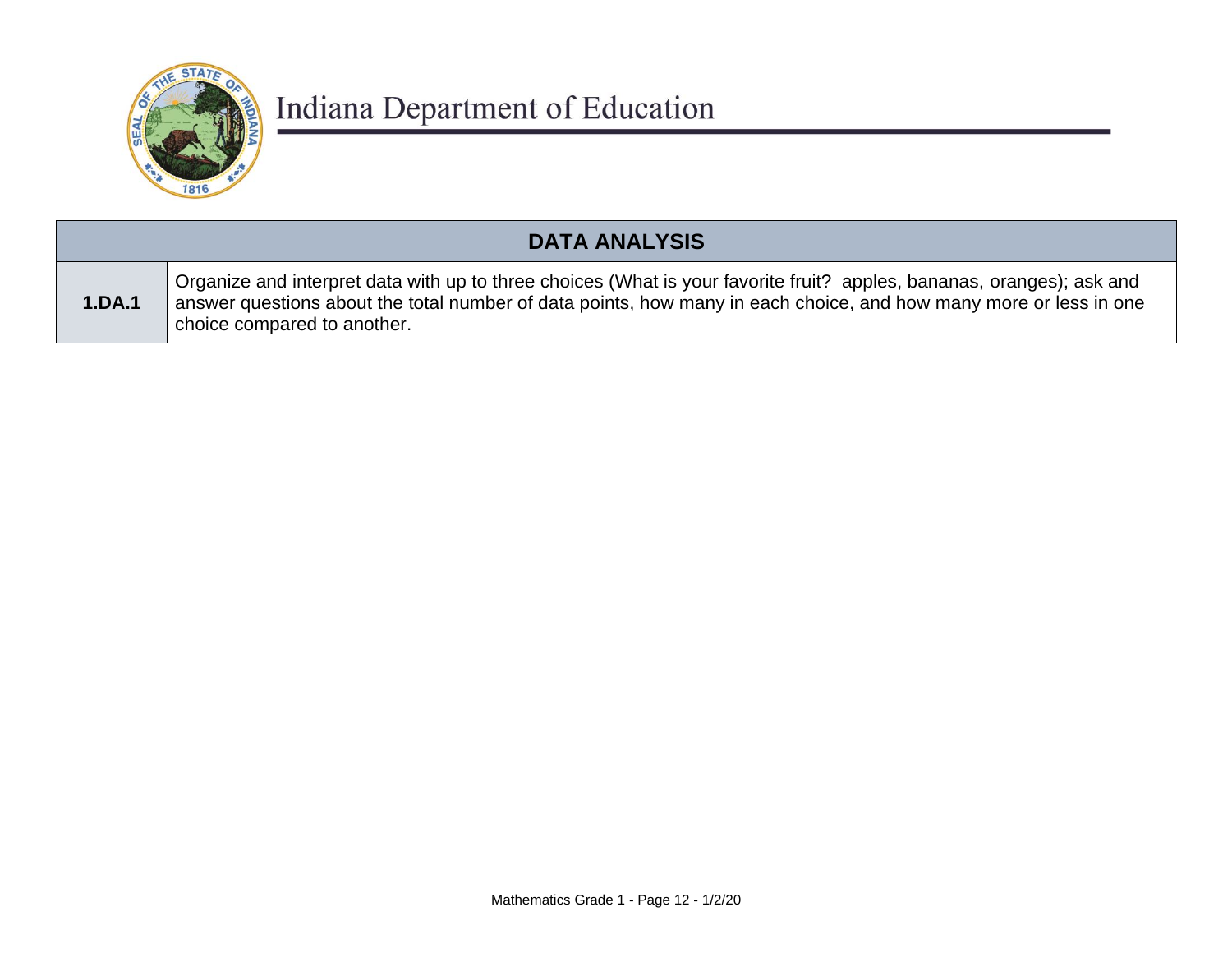Indiana Department of Education

| DATA ANALYSIS | |
|---|---|
| **1.DA.1** | Organize and interpret data with up to three choices (What is your favorite fruit?  apples, bananas, oranges); ask and answer questions about the total number of data points, how many in each choice, and how many more or less in one choice compared to another. |